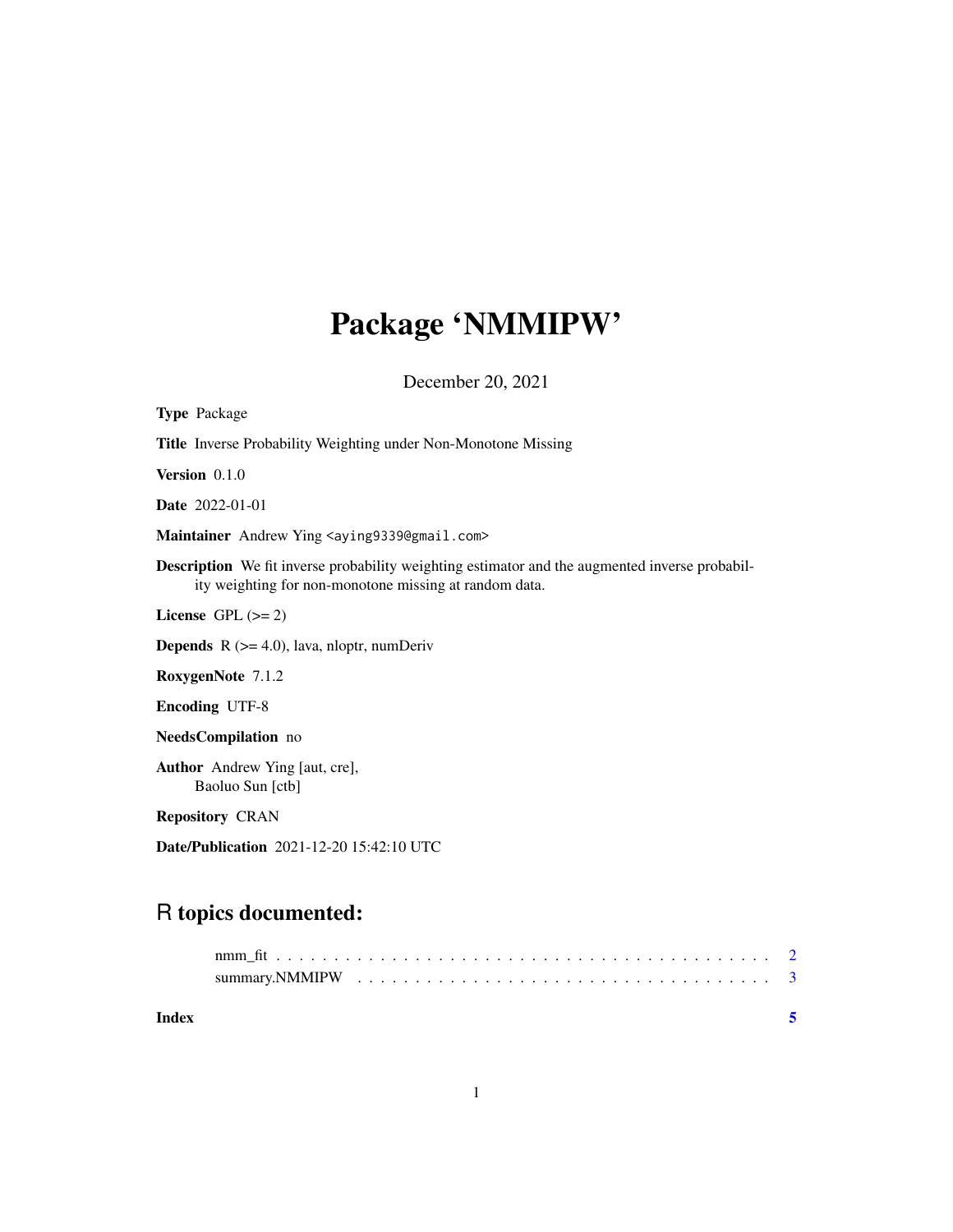# Package 'NMMIPW'

December 20, 2021

**Type** Package

**Title** Inverse Probability Weighting under Non-Monotone Missing

**Version** 0.1.0

**Date** 2022-01-01

**Maintainer** Andrew Ying <aying9339@gmail.com>

**Description** We fit inverse probability weighting estimator and the augmented inverse probability weighting for non-monotone missing at random data.

**License** GPL (>= 2)

**Depends** R (>= 4.0), lava, nloptr, numDeriv

**RoxygenNote** 7.1.2

**Encoding** UTF-8

**NeedsCompilation** no

**Author** Andrew Ying [aut, cre],
Baoluo Sun [ctb]

**Repository** CRAN

**Date/Publication** 2021-12-20 15:42:10 UTC

## R topics documented:

nmm_fit . . . . . . . . . . . . . . . . . . . . . . . . . . . . . . . . . . . . . . . . . 2
summary.NMMIPW . . . . . . . . . . . . . . . . . . . . . . . . . . . . . . . . . . . 3

**Index** **5**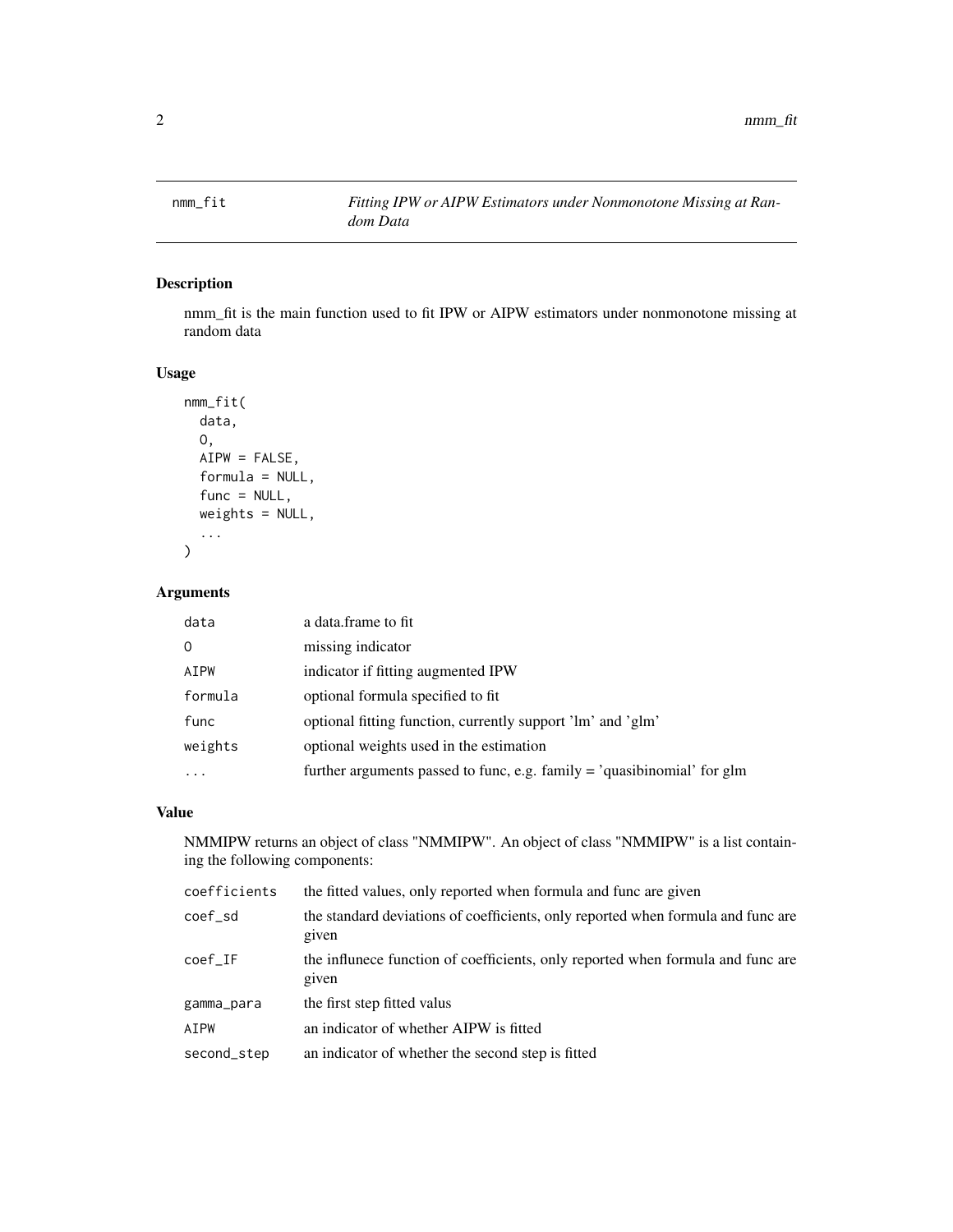# nmm_fit — *Fitting IPW or AIPW Estimators under Nonmonotone Missing at Random Data*

## Description

nmm_fit is the main function used to fit IPW or AIPW estimators under nonmonotone missing at random data

## Usage

```
nmm_fit(
  data,
  O,
  AIPW = FALSE,
  formula = NULL,
  func = NULL,
  weights = NULL,
  ...
)
```

## Arguments

| | |
|---|---|
| data | a data.frame to fit |
| O | missing indicator |
| AIPW | indicator if fitting augmented IPW |
| formula | optional formula specified to fit |
| func | optional fitting function, currently support 'lm' and 'glm' |
| weights | optional weights used in the estimation |
| ... | further arguments passed to func, e.g. family = 'quasibinomial' for glm |

## Value

NMMIPW returns an object of class "NMMIPW". An object of class "NMMIPW" is a list containing the following components:

| | |
|---|---|
| coefficients | the fitted values, only reported when formula and func are given |
| coef_sd | the standard deviations of coefficients, only reported when formula and func are given |
| coef_IF | the influnece function of coefficients, only reported when formula and func are given |
| gamma_para | the first step fitted valus |
| AIPW | an indicator of whether AIPW is fitted |
| second_step | an indicator of whether the second step is fitted |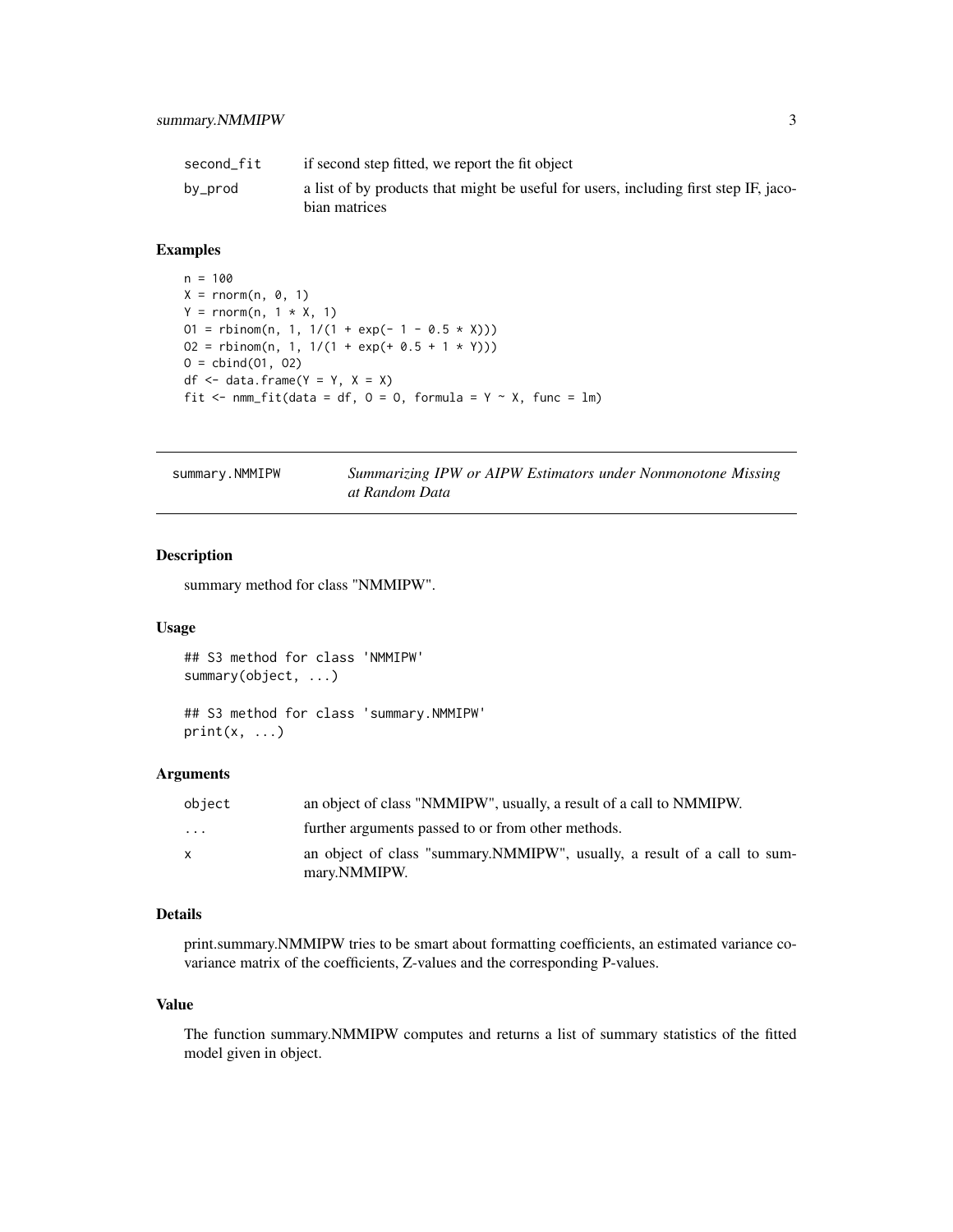| | |
|---|---|
| second_fit | if second step fitted, we report the fit object |
| by_prod | a list of by products that might be useful for users, including first step IF, jacobian matrices |

## Examples

```
n = 100
X = rnorm(n, 0, 1)
Y = rnorm(n, 1 * X, 1)
O1 = rbinom(n, 1, 1/(1 + exp(- 1 - 0.5 * X)))
O2 = rbinom(n, 1, 1/(1 + exp(+ 0.5 + 1 * Y)))
O = cbind(O1, O2)
df <- data.frame(Y = Y, X = X)
fit <- nmm_fit(data = df, O = O, formula = Y ~ X, func = lm)
```

---

# summary.NMMIPW — *Summarizing IPW or AIPW Estimators under Nonmonotone Missing at Random Data*

## Description

summary method for class "NMMIPW".

## Usage

```
## S3 method for class 'NMMIPW'
summary(object, ...)

## S3 method for class 'summary.NMMIPW'
print(x, ...)
```

## Arguments

| | |
|---|---|
| object | an object of class "NMMIPW", usually, a result of a call to NMMIPW. |
| ... | further arguments passed to or from other methods. |
| x | an object of class "summary.NMMIPW", usually, a result of a call to summary.NMMIPW. |

## Details

print.summary.NMMIPW tries to be smart about formatting coefficients, an estimated variance covariance matrix of the coefficients, Z-values and the corresponding P-values.

## Value

The function summary.NMMIPW computes and returns a list of summary statistics of the fitted model given in object.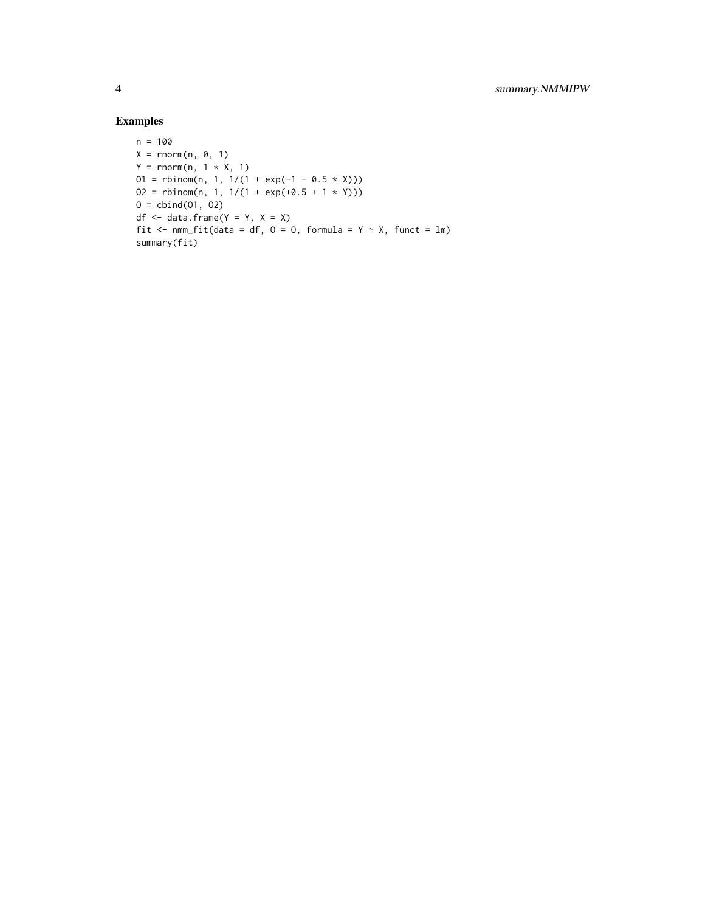## Examples

```
n = 100
X = rnorm(n, 0, 1)
Y = rnorm(n, 1 * X, 1)
O1 = rbinom(n, 1, 1/(1 + exp(-1 - 0.5 * X)))
O2 = rbinom(n, 1, 1/(1 + exp(+0.5 + 1 * Y)))
O = cbind(O1, O2)
df <- data.frame(Y = Y, X = X)
fit <- nmm_fit(data = df, O = O, formula = Y ~ X, funct = lm)
summary(fit)
```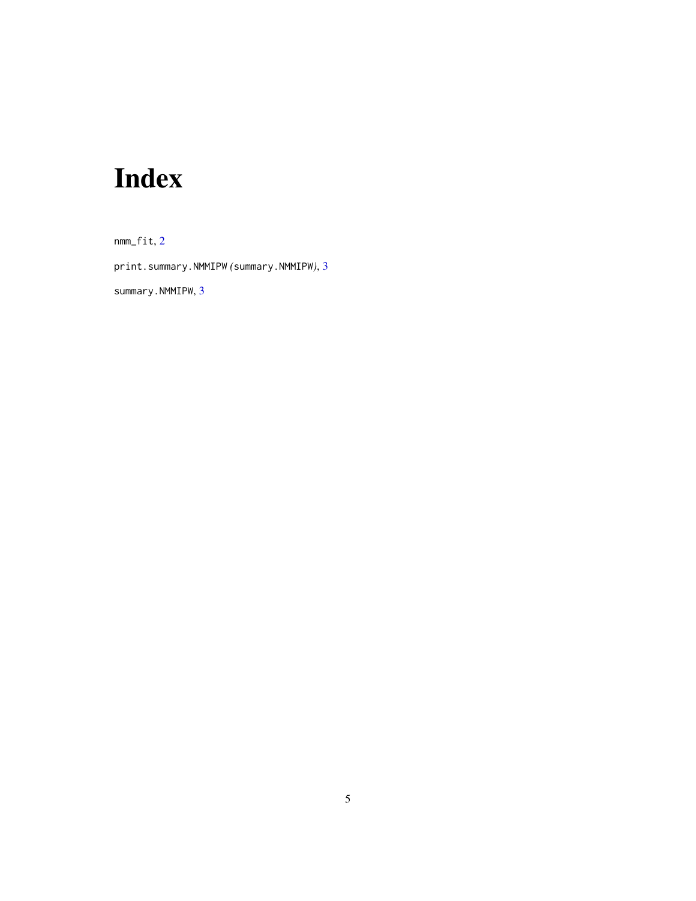# Index

nmm_fit, 2

print.summary.NMMIPW (summary.NMMIPW), 3

summary.NMMIPW, 3